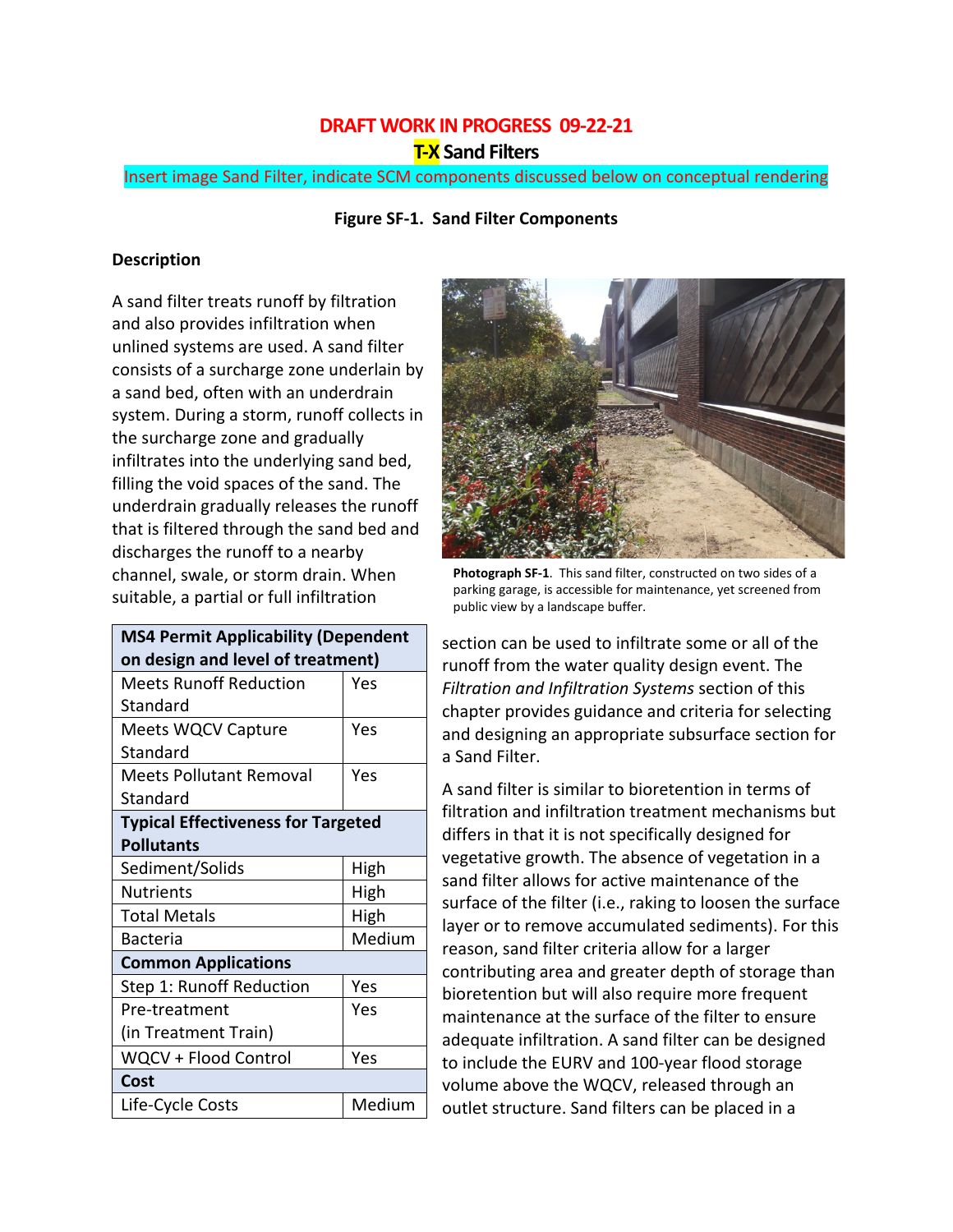**DRAFT WORK IN PROGRESS 09-22-21**

# T-X Sand Filters

Insert image Sand Filter, indicate SCM components discussed below on conceptual rendering

**Figure SF-1. Sand Filter Components**

## Description

A sand filter treats runoff by filtration and also provides infiltration when unlined systems are used. A sand filter consists of a surcharge zone underlain by a sand bed, often with an underdrain system. During a storm, runoff collects in the surcharge zone and gradually infiltrates into the underlying sand bed, filling the void spaces of the sand. The underdrain gradually releases the runoff that is filtered through the sand bed and discharges the runoff to a nearby channel, swale, or storm drain. When suitable, a partial or full infiltration section can be used to infiltrate some or all of the runoff from the water quality design event. The *Filtration and Infiltration Systems* section of this chapter provides guidance and criteria for selecting and designing an appropriate subsurface section for a Sand Filter.

**Photograph SF-1**. This sand filter, constructed on two sides of a parking garage, is accessible for maintenance, yet screened from public view by a landscape buffer.

| | |
|---|---|
| **MS4 Permit Applicability (Dependent on design and level of treatment)** | |
| Meets Runoff Reduction Standard | Yes |
| Meets WQCV Capture Standard | Yes |
| Meets Pollutant Removal Standard | Yes |
| **Typical Effectiveness for Targeted Pollutants** | |
| Sediment/Solids | High |
| Nutrients | High |
| Total Metals | High |
| Bacteria | Medium |
| **Common Applications** | |
| Step 1: Runoff Reduction | Yes |
| Pre-treatment (in Treatment Train) | Yes |
| WQCV + Flood Control | Yes |
| **Cost** | |
| Life-Cycle Costs | Medium |

A sand filter is similar to bioretention in terms of filtration and infiltration treatment mechanisms but differs in that it is not specifically designed for vegetative growth. The absence of vegetation in a sand filter allows for active maintenance of the surface of the filter (i.e., raking to loosen the surface layer or to remove accumulated sediments). For this reason, sand filter criteria allow for a larger contributing area and greater depth of storage than bioretention but will also require more frequent maintenance at the surface of the filter to ensure adequate infiltration. A sand filter can be designed to include the EURV and 100-year flood storage volume above the WQCV, released through an outlet structure. Sand filters can be placed in a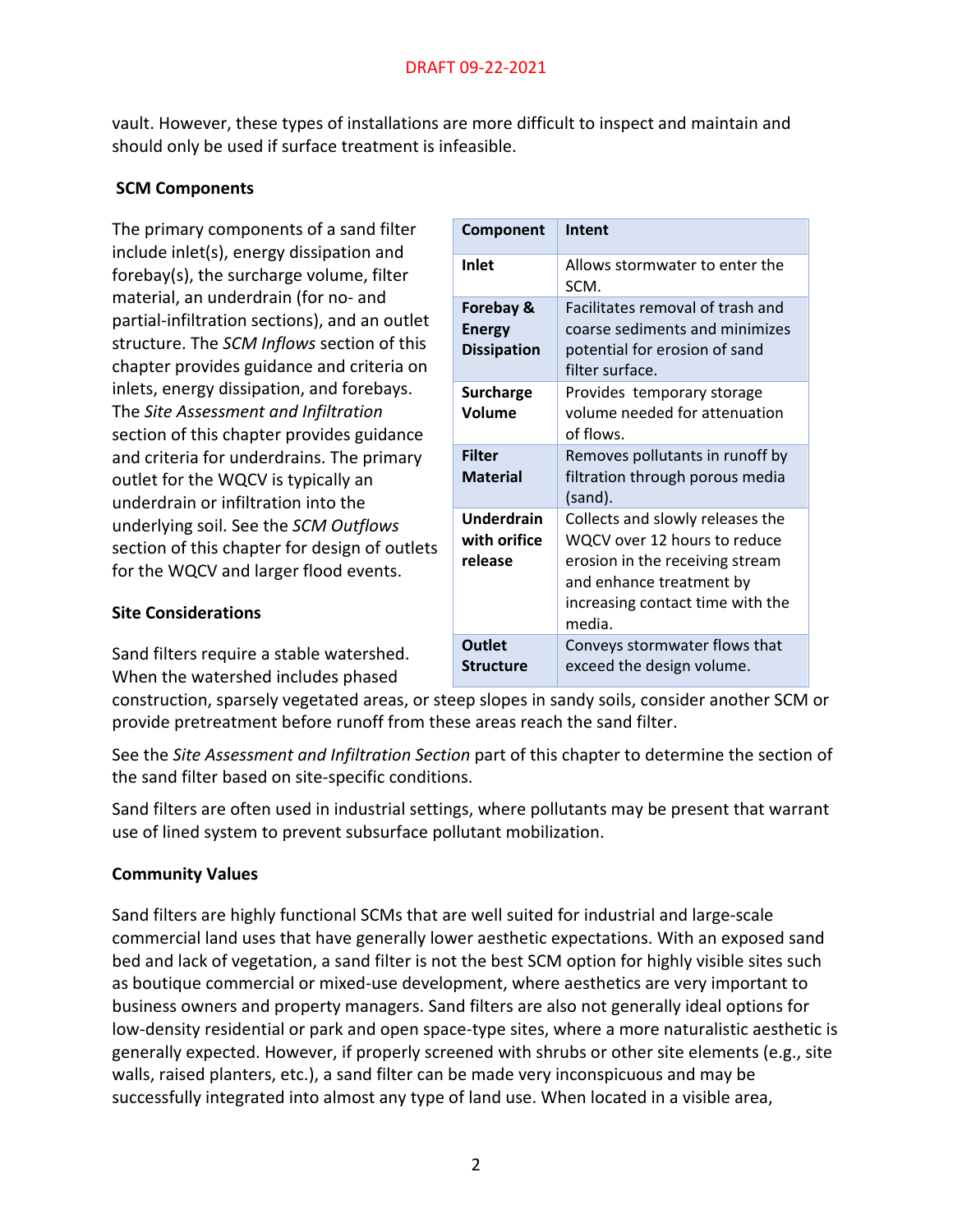vault. However, these types of installations are more difficult to inspect and maintain and should only be used if surface treatment is infeasible.

## SCM Components

The primary components of a sand filter include inlet(s), energy dissipation and forebay(s), the surcharge volume, filter material, an underdrain (for no- and partial-infiltration sections), and an outlet structure. The *SCM Inflows* section of this chapter provides guidance and criteria on inlets, energy dissipation, and forebays. The *Site Assessment and Infiltration* section of this chapter provides guidance and criteria for underdrains. The primary outlet for the WQCV is typically an underdrain or infiltration into the underlying soil. See the *SCM Outflows* section of this chapter for design of outlets for the WQCV and larger flood events.

| Component | Intent |
|---|---|
| **Inlet** | Allows stormwater to enter the SCM. |
| **Forebay & Energy Dissipation** | Facilitates removal of trash and coarse sediments and minimizes potential for erosion of sand filter surface. |
| **Surcharge Volume** | Provides temporary storage volume needed for attenuation of flows. |
| **Filter Material** | Removes pollutants in runoff by filtration through porous media (sand). |
| **Underdrain with orifice release** | Collects and slowly releases the WQCV over 12 hours to reduce erosion in the receiving stream and enhance treatment by increasing contact time with the media. |
| **Outlet Structure** | Conveys stormwater flows that exceed the design volume. |

## Site Considerations

Sand filters require a stable watershed. When the watershed includes phased construction, sparsely vegetated areas, or steep slopes in sandy soils, consider another SCM or provide pretreatment before runoff from these areas reach the sand filter.

See the *Site Assessment and Infiltration Section* part of this chapter to determine the section of the sand filter based on site-specific conditions.

Sand filters are often used in industrial settings, where pollutants may be present that warrant use of lined system to prevent subsurface pollutant mobilization.

## Community Values

Sand filters are highly functional SCMs that are well suited for industrial and large-scale commercial land uses that have generally lower aesthetic expectations. With an exposed sand bed and lack of vegetation, a sand filter is not the best SCM option for highly visible sites such as boutique commercial or mixed-use development, where aesthetics are very important to business owners and property managers. Sand filters are also not generally ideal options for low-density residential or park and open space-type sites, where a more naturalistic aesthetic is generally expected. However, if properly screened with shrubs or other site elements (e.g., site walls, raised planters, etc.), a sand filter can be made very inconspicuous and may be successfully integrated into almost any type of land use. When located in a visible area,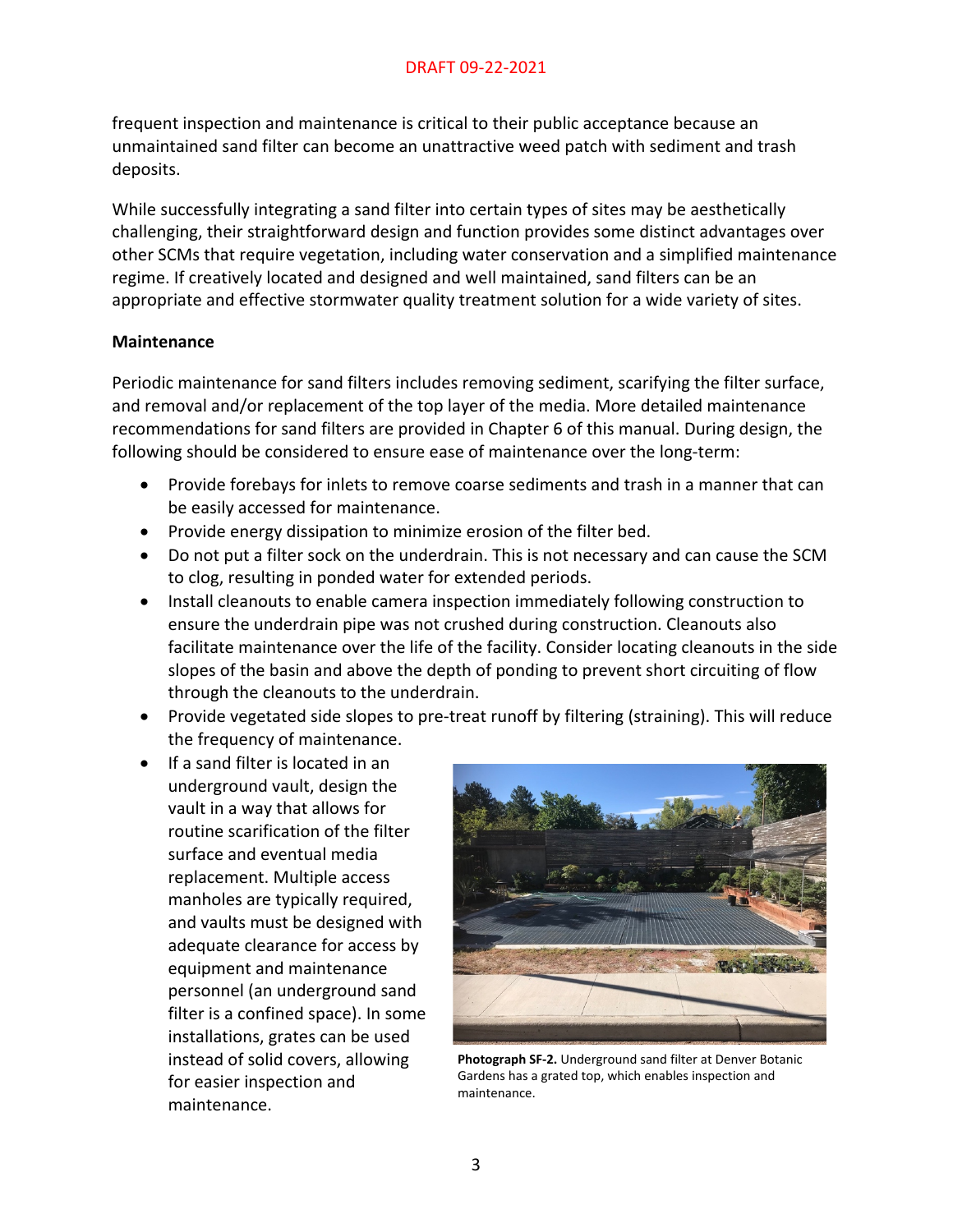frequent inspection and maintenance is critical to their public acceptance because an unmaintained sand filter can become an unattractive weed patch with sediment and trash deposits.

While successfully integrating a sand filter into certain types of sites may be aesthetically challenging, their straightforward design and function provides some distinct advantages over other SCMs that require vegetation, including water conservation and a simplified maintenance regime. If creatively located and designed and well maintained, sand filters can be an appropriate and effective stormwater quality treatment solution for a wide variety of sites.

**Maintenance**

Periodic maintenance for sand filters includes removing sediment, scarifying the filter surface, and removal and/or replacement of the top layer of the media. More detailed maintenance recommendations for sand filters are provided in Chapter 6 of this manual. During design, the following should be considered to ensure ease of maintenance over the long-term:

- Provide forebays for inlets to remove coarse sediments and trash in a manner that can be easily accessed for maintenance.
- Provide energy dissipation to minimize erosion of the filter bed.
- Do not put a filter sock on the underdrain. This is not necessary and can cause the SCM to clog, resulting in ponded water for extended periods.
- Install cleanouts to enable camera inspection immediately following construction to ensure the underdrain pipe was not crushed during construction. Cleanouts also facilitate maintenance over the life of the facility. Consider locating cleanouts in the side slopes of the basin and above the depth of ponding to prevent short circuiting of flow through the cleanouts to the underdrain.
- Provide vegetated side slopes to pre-treat runoff by filtering (straining). This will reduce the frequency of maintenance.
- If a sand filter is located in an underground vault, design the vault in a way that allows for routine scarification of the filter surface and eventual media replacement. Multiple access manholes are typically required, and vaults must be designed with adequate clearance for access by equipment and maintenance personnel (an underground sand filter is a confined space). In some installations, grates can be used instead of solid covers, allowing for easier inspection and maintenance.

**Photograph SF-2.** Underground sand filter at Denver Botanic Gardens has a grated top, which enables inspection and maintenance.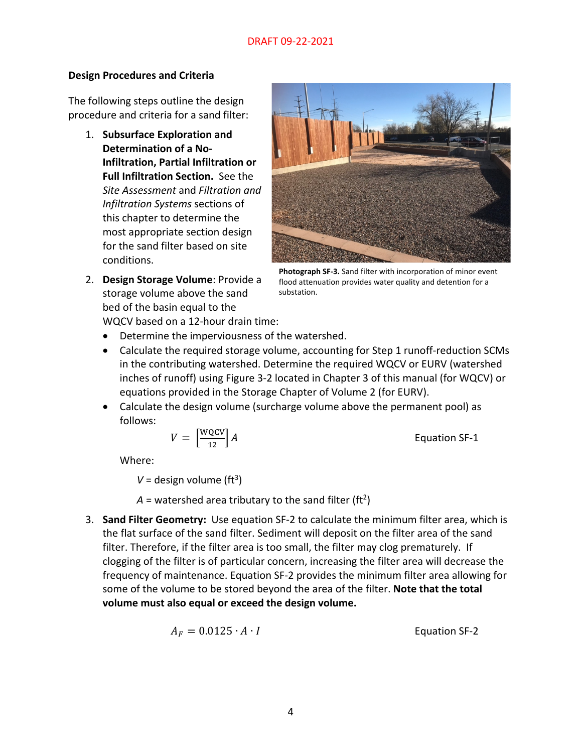DRAFT 09-22-2021

**Design Procedures and Criteria**

The following steps outline the design procedure and criteria for a sand filter:

1. **Subsurface Exploration and Determination of a No-Infiltration, Partial Infiltration or Full Infiltration Section.** See the *Site Assessment* and *Filtration and Infiltration Systems* sections of this chapter to determine the most appropriate section design for the sand filter based on site conditions.

2. **Design Storage Volume**: Provide a storage volume above the sand bed of the basin equal to the WQCV based on a 12-hour drain time:

   - Determine the imperviousness of the watershed.
   - Calculate the required storage volume, accounting for Step 1 runoff-reduction SCMs in the contributing watershed. Determine the required WQCV or EURV (watershed inches of runoff) using Figure 3-2 located in Chapter 3 of this manual (for WQCV) or equations provided in the Storage Chapter of Volume 2 (for EURV).
   - Calculate the design volume (surcharge volume above the permanent pool) as follows:

   $$V = \left[\frac{\text{WQCV}}{12}\right] A \qquad \text{Equation SF-1}$$

   Where:

   $V$ = design volume ($ft^3$)

   $A$ = watershed area tributary to the sand filter ($ft^2$)

**Photograph SF-3.** Sand filter with incorporation of minor event flood attenuation provides water quality and detention for a substation.

3. **Sand Filter Geometry:** Use equation SF-2 to calculate the minimum filter area, which is the flat surface of the sand filter. Sediment will deposit on the filter area of the sand filter. Therefore, if the filter area is too small, the filter may clog prematurely. If clogging of the filter is of particular concern, increasing the filter area will decrease the frequency of maintenance. Equation SF-2 provides the minimum filter area allowing for some of the volume to be stored beyond the area of the filter. **Note that the total volume must also equal or exceed the design volume.**

   $$A_F = 0.0125 \cdot A \cdot I \qquad \text{Equation SF-2}$$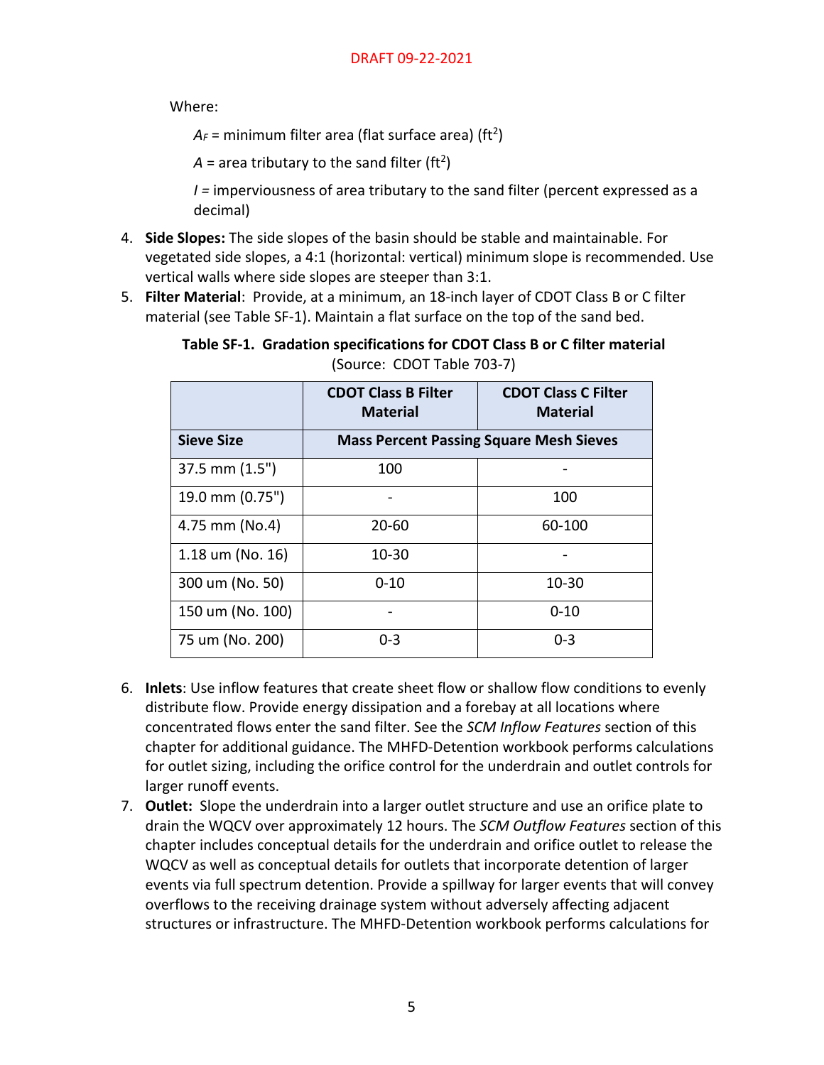Where:

$A_F$ = minimum filter area (flat surface area) (ft$^2$)

$A$ = area tributary to the sand filter (ft$^2$)

$I$ = imperviousness of area tributary to the sand filter (percent expressed as a decimal)

4. **Side Slopes:** The side slopes of the basin should be stable and maintainable. For vegetated side slopes, a 4:1 (horizontal: vertical) minimum slope is recommended. Use vertical walls where side slopes are steeper than 3:1.
5. **Filter Material**: Provide, at a minimum, an 18-inch layer of CDOT Class B or C filter material (see Table SF-1). Maintain a flat surface on the top of the sand bed.

**Table SF-1. Gradation specifications for CDOT Class B or C filter material**
(Source: CDOT Table 703-7)

| | CDOT Class B Filter Material | CDOT Class C Filter Material |
|---|---|---|
| **Sieve Size** | **Mass Percent Passing Square Mesh Sieves** | |
| 37.5 mm (1.5") | 100 | - |
| 19.0 mm (0.75") | - | 100 |
| 4.75 mm (No.4) | 20-60 | 60-100 |
| 1.18 um (No. 16) | 10-30 | - |
| 300 um (No. 50) | 0-10 | 10-30 |
| 150 um (No. 100) | - | 0-10 |
| 75 um (No. 200) | 0-3 | 0-3 |

6. **Inlets**: Use inflow features that create sheet flow or shallow flow conditions to evenly distribute flow. Provide energy dissipation and a forebay at all locations where concentrated flows enter the sand filter. See the *SCM Inflow Features* section of this chapter for additional guidance. The MHFD-Detention workbook performs calculations for outlet sizing, including the orifice control for the underdrain and outlet controls for larger runoff events.
7. **Outlet:** Slope the underdrain into a larger outlet structure and use an orifice plate to drain the WQCV over approximately 12 hours. The *SCM Outflow Features* section of this chapter includes conceptual details for the underdrain and orifice outlet to release the WQCV as well as conceptual details for outlets that incorporate detention of larger events via full spectrum detention. Provide a spillway for larger events that will convey overflows to the receiving drainage system without adversely affecting adjacent structures or infrastructure. The MHFD-Detention workbook performs calculations for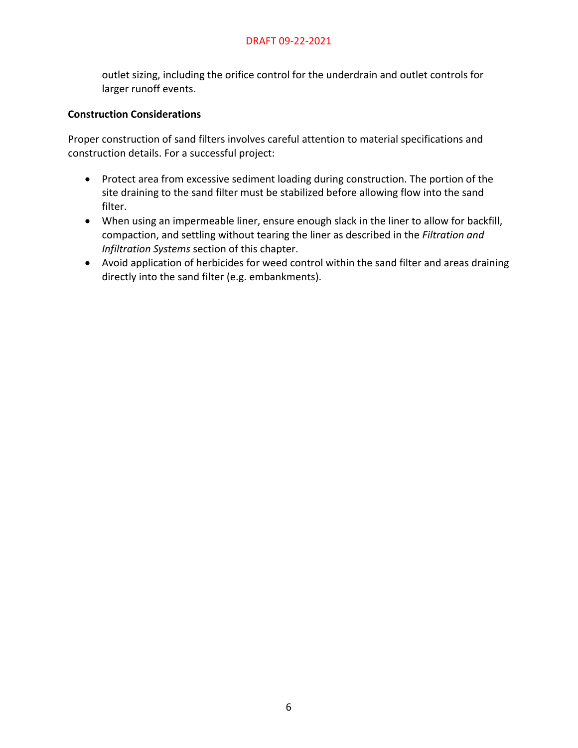outlet sizing, including the orifice control for the underdrain and outlet controls for larger runoff events.

**Construction Considerations**

Proper construction of sand filters involves careful attention to material specifications and construction details. For a successful project:

- Protect area from excessive sediment loading during construction. The portion of the site draining to the sand filter must be stabilized before allowing flow into the sand filter.
- When using an impermeable liner, ensure enough slack in the liner to allow for backfill, compaction, and settling without tearing the liner as described in the *Filtration and Infiltration Systems* section of this chapter.
- Avoid application of herbicides for weed control within the sand filter and areas draining directly into the sand filter (e.g. embankments).